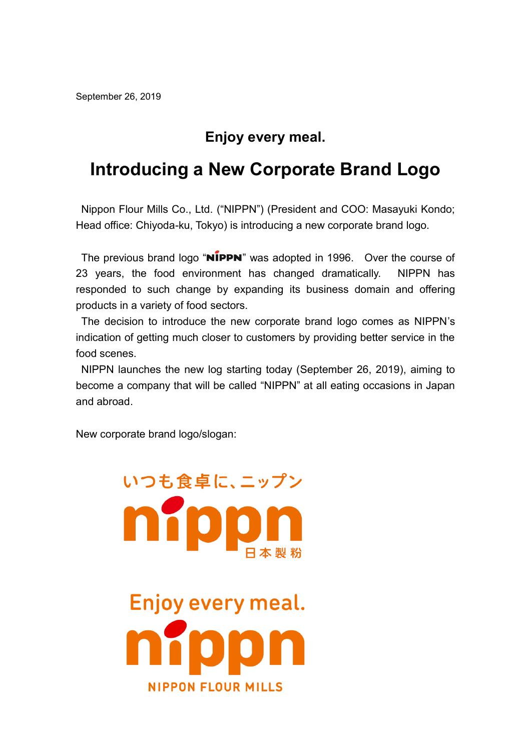September 26, 2019

## Enjoy every meal.

# Introducing a New Corporate Brand Logo

Nippon Flour Mills Co., Ltd. ("NIPPN") (President and COO: Masayuki Kondo; Head office: Chiyoda-ku, Tokyo) is introducing a new corporate brand logo.

The previous brand logo "NIPPN" was adopted in 1996. Over the course of 23 years, the food environment has changed dramatically. NIPPN has responded to such change by expanding its business domain and offering products in a variety of food sectors.

The decision to introduce the new corporate brand logo comes as NIPPN's indication of getting much closer to customers by providing better service in the food scenes.

NIPPN launches the new log starting today (September 26, 2019), aiming to become a company that will be called "NIPPN" at all eating occasions in Japan and abroad.

New corporate brand logo/slogan:

いつも食卓に、ニップン

nippn

日本製粉

Enjoy every meal.

nippn

NIPPON FLOUR MILLS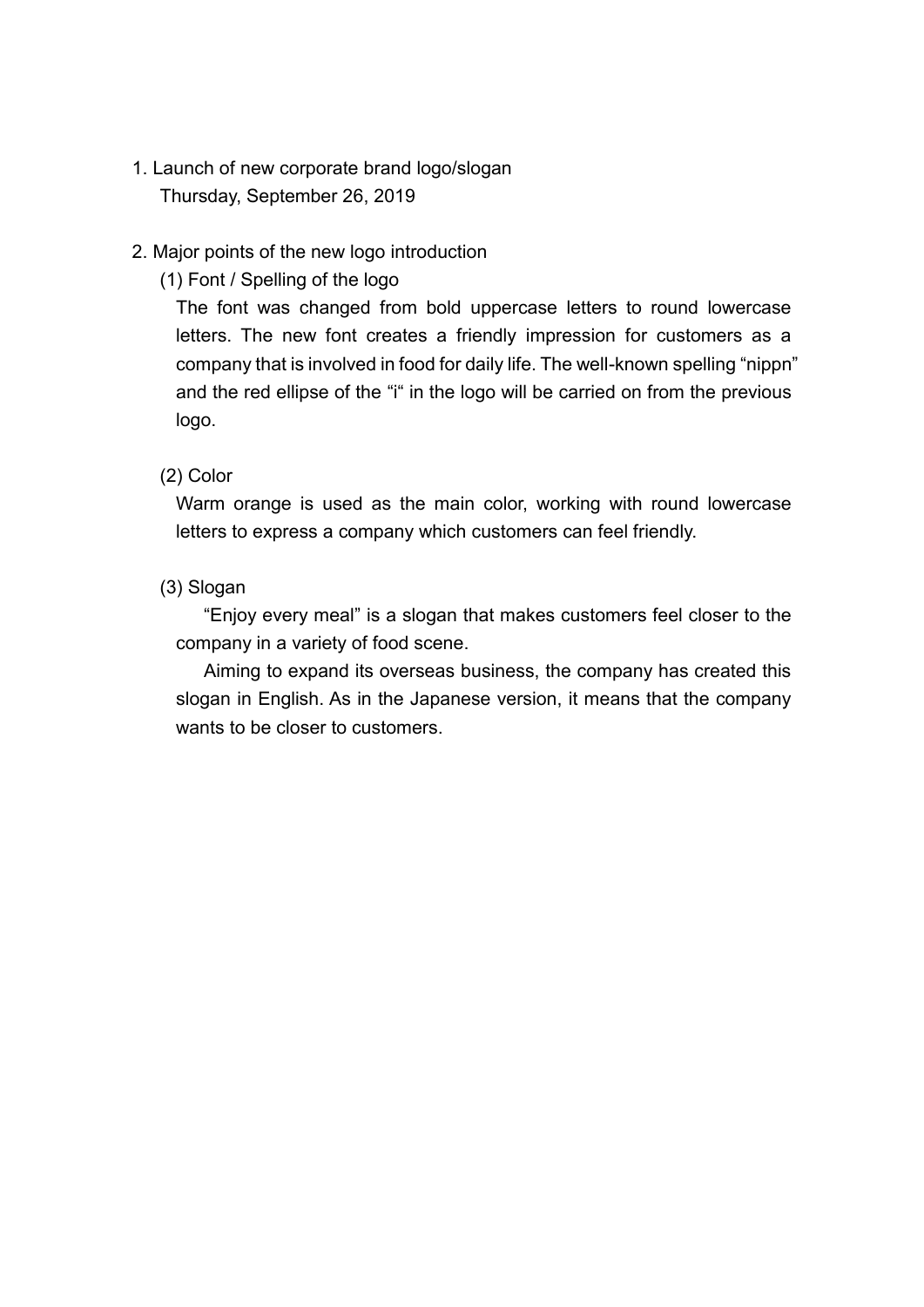1. Launch of new corporate brand logo/slogan
   Thursday, September 26, 2019

2. Major points of the new logo introduction
   (1) Font / Spelling of the logo
   The font was changed from bold uppercase letters to round lowercase letters. The new font creates a friendly impression for customers as a company that is involved in food for daily life. The well-known spelling “nippn” and the red ellipse of the “i“ in the logo will be carried on from the previous logo.

   (2) Color
   Warm orange is used as the main color, working with round lowercase letters to express a company which customers can feel friendly.

   (3) Slogan
   “Enjoy every meal” is a slogan that makes customers feel closer to the company in a variety of food scene.
   Aiming to expand its overseas business, the company has created this slogan in English. As in the Japanese version, it means that the company wants to be closer to customers.